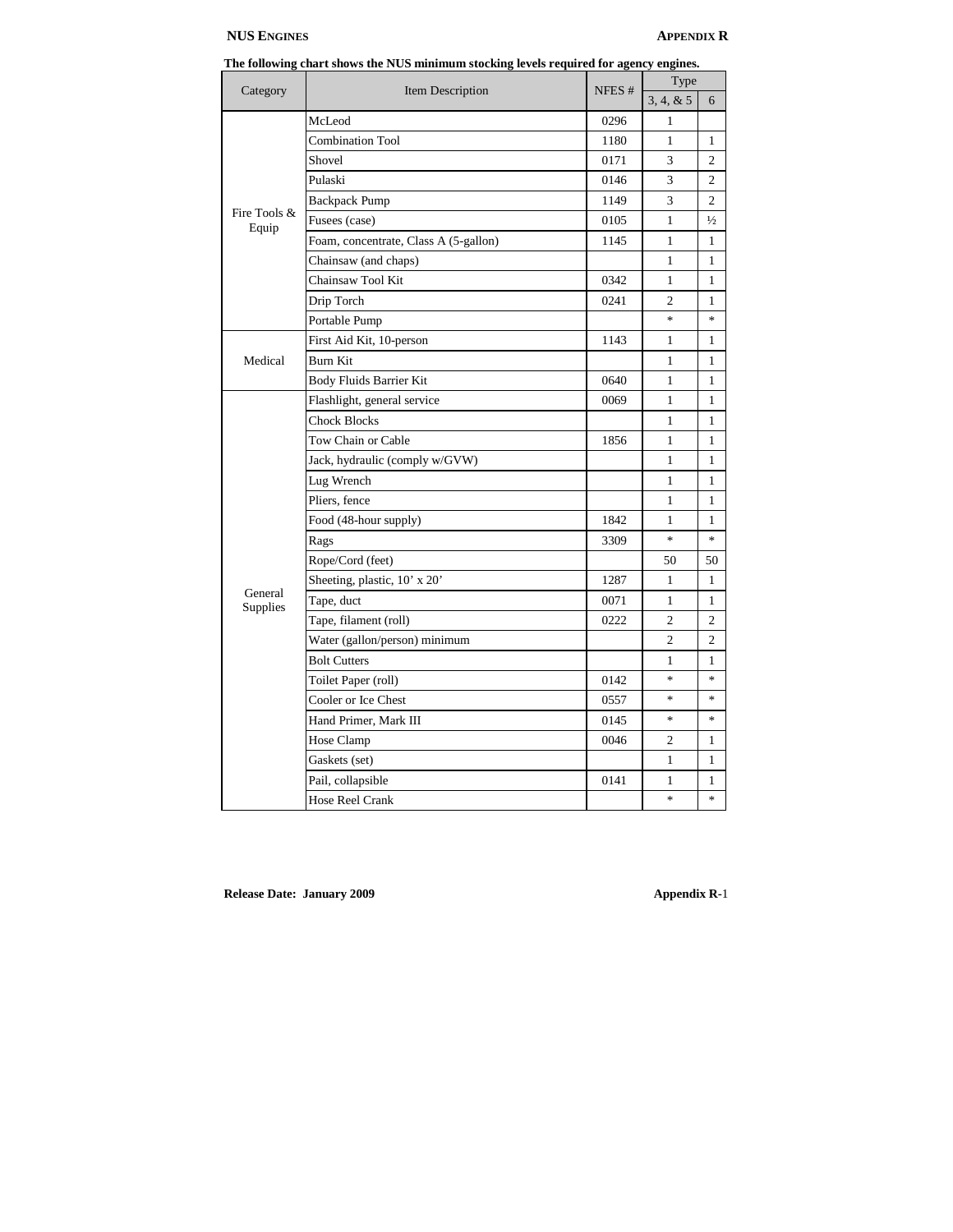The following chart shows the NUS minimum stocking levels required for agency engines.

| Category | Item Description | NFES # | Type | |
|---|---|---|---|---|
| | | | 3, 4, & 5 | 6 |
| Fire Tools & Equip | McLeod | 0296 | 1 | |
| | Combination Tool | 1180 | 1 | 1 |
| | Shovel | 0171 | 3 | 2 |
| | Pulaski | 0146 | 3 | 2 |
| | Backpack Pump | 1149 | 3 | 2 |
| | Fusees (case) | 0105 | 1 | ½ |
| | Foam, concentrate, Class A (5-gallon) | 1145 | 1 | 1 |
| | Chainsaw (and chaps) | | 1 | 1 |
| | Chainsaw Tool Kit | 0342 | 1 | 1 |
| | Drip Torch | 0241 | 2 | 1 |
| | Portable Pump | | * | * |
| Medical | First Aid Kit, 10-person | 1143 | 1 | 1 |
| | Burn Kit | | 1 | 1 |
| | Body Fluids Barrier Kit | 0640 | 1 | 1 |
| General Supplies | Flashlight, general service | 0069 | 1 | 1 |
| | Chock Blocks | | 1 | 1 |
| | Tow Chain or Cable | 1856 | 1 | 1 |
| | Jack, hydraulic (comply w/GVW) | | 1 | 1 |
| | Lug Wrench | | 1 | 1 |
| | Pliers, fence | | 1 | 1 |
| | Food (48-hour supply) | 1842 | 1 | 1 |
| | Rags | 3309 | * | * |
| | Rope/Cord (feet) | | 50 | 50 |
| | Sheeting, plastic, 10' x 20' | 1287 | 1 | 1 |
| | Tape, duct | 0071 | 1 | 1 |
| | Tape, filament (roll) | 0222 | 2 | 2 |
| | Water (gallon/person) minimum | | 2 | 2 |
| | Bolt Cutters | | 1 | 1 |
| | Toilet Paper (roll) | 0142 | * | * |
| | Cooler or Ice Chest | 0557 | * | * |
| | Hand Primer, Mark III | 0145 | * | * |
| | Hose Clamp | 0046 | 2 | 1 |
| | Gaskets (set) | | 1 | 1 |
| | Pail, collapsible | 0141 | 1 | 1 |
| | Hose Reel Crank | | * | * |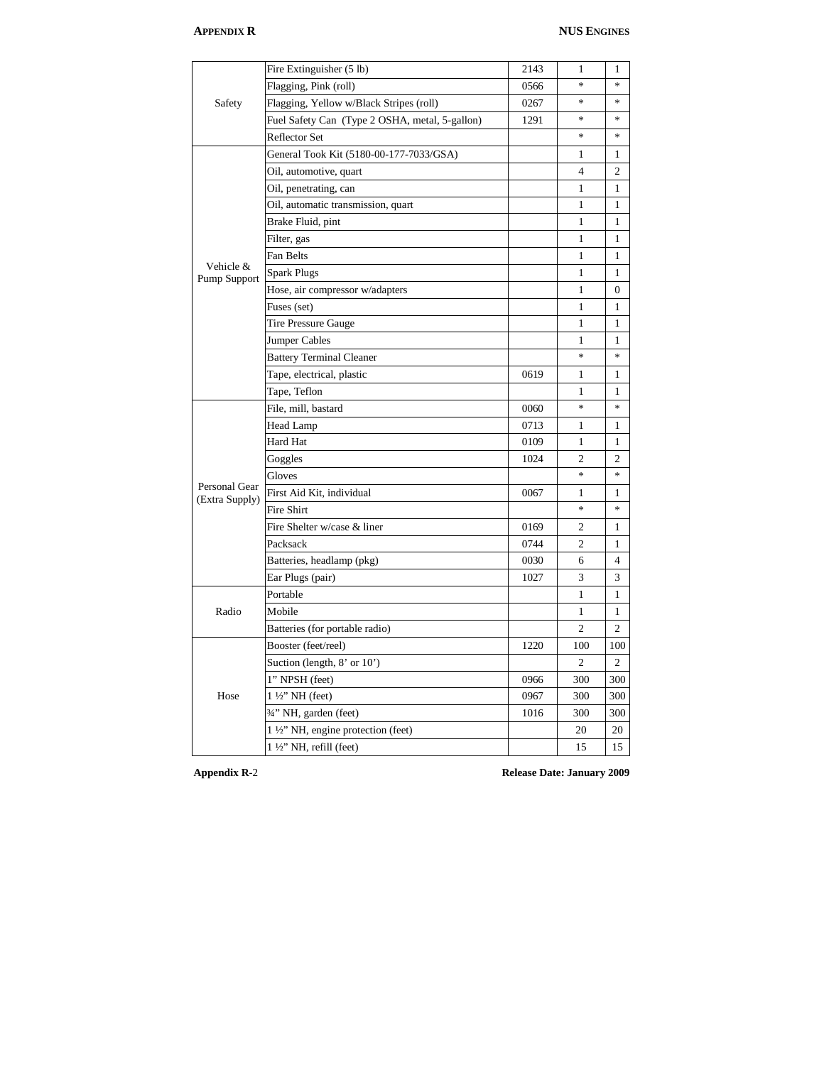| | | | | |
|---|---|---|---|---|
| Safety | Fire Extinguisher (5 lb) | 2143 | 1 | 1 |
| | Flagging, Pink (roll) | 0566 | * | * |
| | Flagging, Yellow w/Black Stripes (roll) | 0267 | * | * |
| | Fuel Safety Can (Type 2 OSHA, metal, 5-gallon) | 1291 | * | * |
| | Reflector Set | | * | * |
| Vehicle & Pump Support | General Took Kit (5180-00-177-7033/GSA) | | 1 | 1 |
| | Oil, automotive, quart | | 4 | 2 |
| | Oil, penetrating, can | | 1 | 1 |
| | Oil, automatic transmission, quart | | 1 | 1 |
| | Brake Fluid, pint | | 1 | 1 |
| | Filter, gas | | 1 | 1 |
| | Fan Belts | | 1 | 1 |
| | Spark Plugs | | 1 | 1 |
| | Hose, air compressor w/adapters | | 1 | 0 |
| | Fuses (set) | | 1 | 1 |
| | Tire Pressure Gauge | | 1 | 1 |
| | Jumper Cables | | 1 | 1 |
| | Battery Terminal Cleaner | | * | * |
| | Tape, electrical, plastic | 0619 | 1 | 1 |
| | Tape, Teflon | | 1 | 1 |
| Personal Gear (Extra Supply) | File, mill, bastard | 0060 | * | * |
| | Head Lamp | 0713 | 1 | 1 |
| | Hard Hat | 0109 | 1 | 1 |
| | Goggles | 1024 | 2 | 2 |
| | Gloves | | * | * |
| | First Aid Kit, individual | 0067 | 1 | 1 |
| | Fire Shirt | | * | * |
| | Fire Shelter w/case & liner | 0169 | 2 | 1 |
| | Packsack | 0744 | 2 | 1 |
| | Batteries, headlamp (pkg) | 0030 | 6 | 4 |
| | Ear Plugs (pair) | 1027 | 3 | 3 |
| Radio | Portable | | 1 | 1 |
| | Mobile | | 1 | 1 |
| | Batteries (for portable radio) | | 2 | 2 |
| Hose | Booster (feet/reel) | 1220 | 100 | 100 |
| | Suction (length, 8' or 10') | | 2 | 2 |
| | 1" NPSH (feet) | 0966 | 300 | 300 |
| | 1 ½" NH (feet) | 0967 | 300 | 300 |
| | ¾" NH, garden (feet) | 1016 | 300 | 300 |
| | 1 ½" NH, engine protection (feet) | | 20 | 20 |
| | 1 ½" NH, refill (feet) | | 15 | 15 |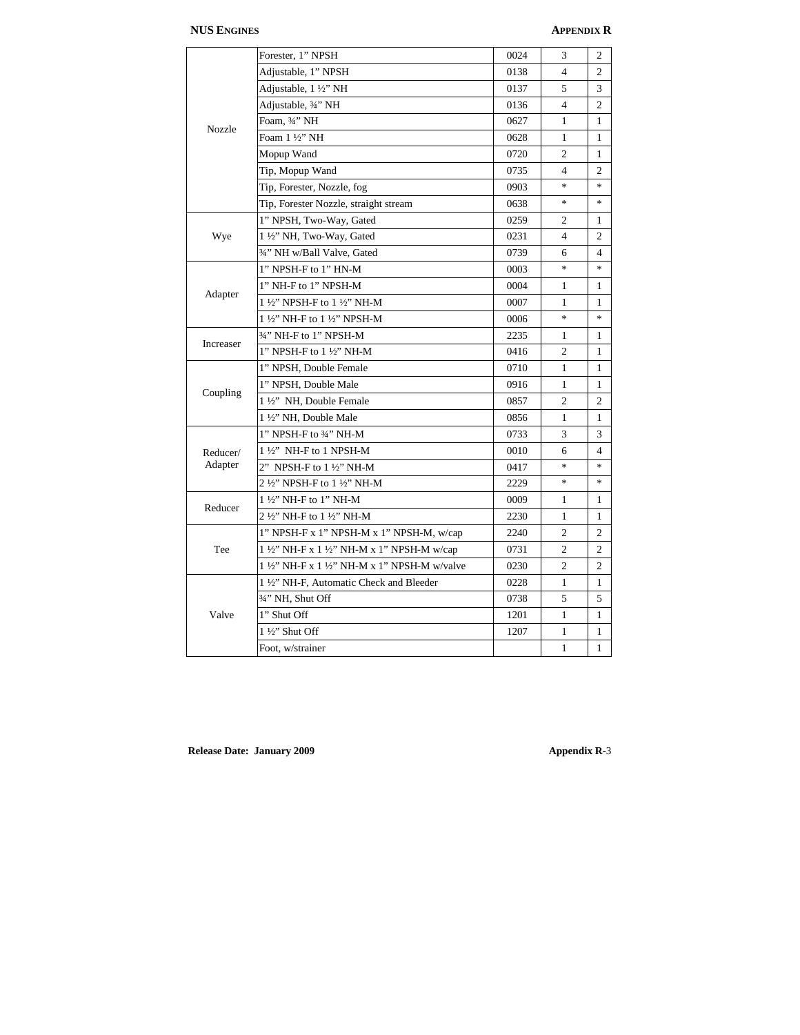| | | | | |
|---|---|---|---|---|
| Nozzle | Forester, 1" NPSH | 0024 | 3 | 2 |
| | Adjustable, 1" NPSH | 0138 | 4 | 2 |
| | Adjustable, 1 ½" NH | 0137 | 5 | 3 |
| | Adjustable, ¾" NH | 0136 | 4 | 2 |
| | Foam, ¾" NH | 0627 | 1 | 1 |
| | Foam 1 ½" NH | 0628 | 1 | 1 |
| | Mopup Wand | 0720 | 2 | 1 |
| | Tip, Mopup Wand | 0735 | 4 | 2 |
| | Tip, Forester, Nozzle, fog | 0903 | * | * |
| | Tip, Forester Nozzle, straight stream | 0638 | * | * |
| Wye | 1" NPSH, Two-Way, Gated | 0259 | 2 | 1 |
| | 1 ½" NH, Two-Way, Gated | 0231 | 4 | 2 |
| | ¾" NH w/Ball Valve, Gated | 0739 | 6 | 4 |
| Adapter | 1" NPSH-F to 1" HN-M | 0003 | * | * |
| | 1" NH-F to 1" NPSH-M | 0004 | 1 | 1 |
| | 1 ½" NPSH-F to 1 ½" NH-M | 0007 | 1 | 1 |
| | 1 ½" NH-F to 1 ½" NPSH-M | 0006 | * | * |
| Increaser | ¾" NH-F to 1" NPSH-M | 2235 | 1 | 1 |
| | 1" NPSH-F to 1 ½" NH-M | 0416 | 2 | 1 |
| Coupling | 1" NPSH, Double Female | 0710 | 1 | 1 |
| | 1" NPSH, Double Male | 0916 | 1 | 1 |
| | 1 ½" NH, Double Female | 0857 | 2 | 2 |
| | 1 ½" NH, Double Male | 0856 | 1 | 1 |
| Reducer/ Adapter | 1" NPSH-F to ¾" NH-M | 0733 | 3 | 3 |
| | 1 ½" NH-F to 1 NPSH-M | 0010 | 6 | 4 |
| | 2" NPSH-F to 1 ½" NH-M | 0417 | * | * |
| | 2 ½" NPSH-F to 1 ½" NH-M | 2229 | * | * |
| Reducer | 1 ½" NH-F to 1" NH-M | 0009 | 1 | 1 |
| | 2 ½" NH-F to 1 ½" NH-M | 2230 | 1 | 1 |
| Tee | 1" NPSH-F x 1" NPSH-M x 1" NPSH-M, w/cap | 2240 | 2 | 2 |
| | 1 ½" NH-F x 1 ½" NH-M x 1" NPSH-M w/cap | 0731 | 2 | 2 |
| | 1 ½" NH-F x 1 ½" NH-M x 1" NPSH-M w/valve | 0230 | 2 | 2 |
| Valve | 1 ½" NH-F, Automatic Check and Bleeder | 0228 | 1 | 1 |
| | ¾" NH, Shut Off | 0738 | 5 | 5 |
| | 1" Shut Off | 1201 | 1 | 1 |
| | 1 ½" Shut Off | 1207 | 1 | 1 |
| | Foot, w/strainer | | 1 | 1 |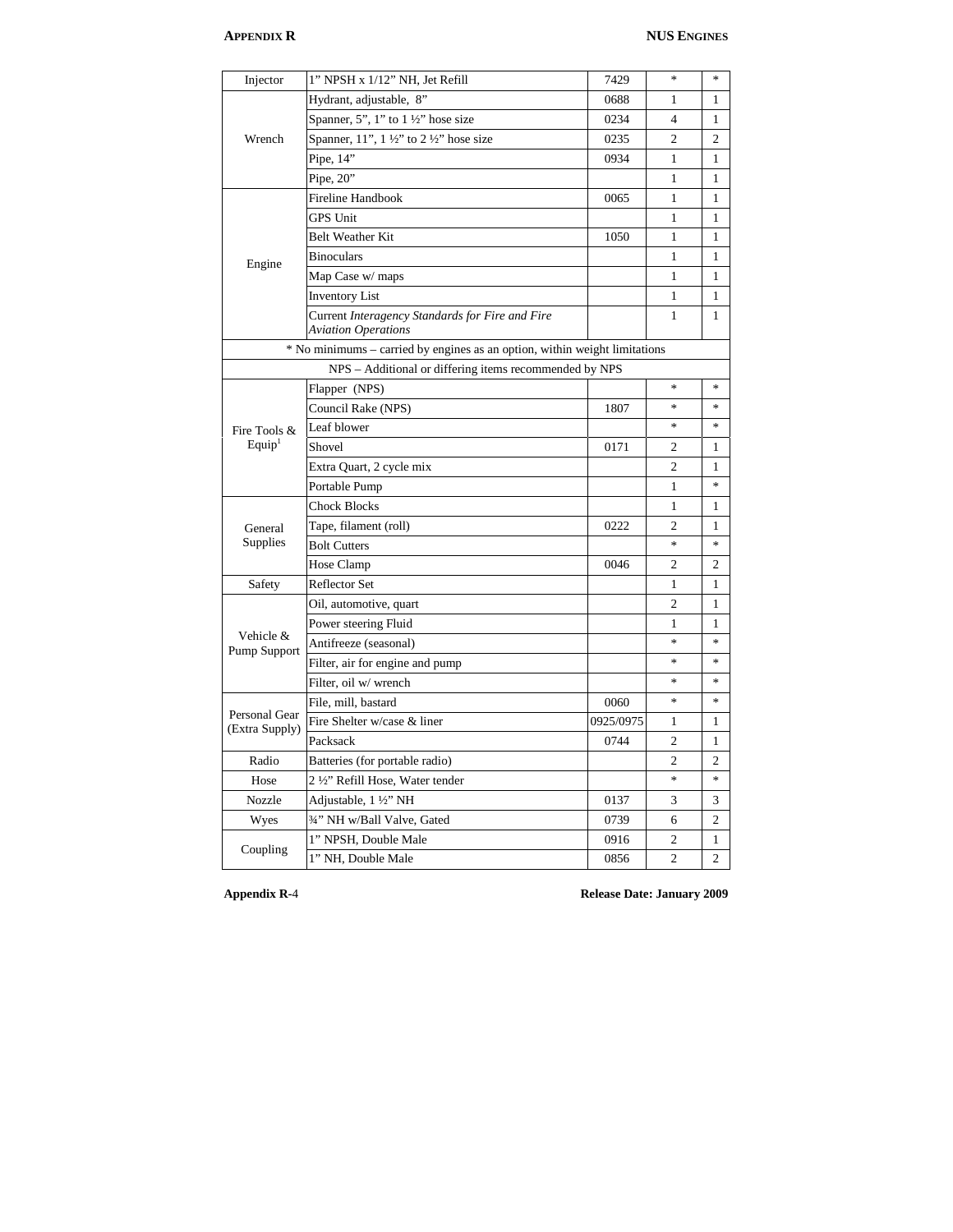| Injector | 1" NPSH x 1/12" NH, Jet Refill | 7429 | * | * |
|---|---|---|---|---|
| Wrench | Hydrant, adjustable, 8" | 0688 | 1 | 1 |
| | Spanner, 5", 1" to 1 ½" hose size | 0234 | 4 | 1 |
| | Spanner, 11", 1 ½" to 2 ½" hose size | 0235 | 2 | 2 |
| | Pipe, 14" | 0934 | 1 | 1 |
| | Pipe, 20" | | 1 | 1 |
| Engine | Fireline Handbook | 0065 | 1 | 1 |
| | GPS Unit | | 1 | 1 |
| | Belt Weather Kit | 1050 | 1 | 1 |
| | Binoculars | | 1 | 1 |
| | Map Case w/ maps | | 1 | 1 |
| | Inventory List | | 1 | 1 |
| | Current *Interagency Standards for Fire and Fire Aviation Operations* | | 1 | 1 |
| * No minimums – carried by engines as an option, within weight limitations | | | | |
| NPS – Additional or differing items recommended by NPS | | | | |
| Fire Tools & Equip[1] | Flapper (NPS) | | * | * |
| | Council Rake (NPS) | 1807 | * | * |
| | Leaf blower | | * | * |
| | Shovel | 0171 | 2 | 1 |
| | Extra Quart, 2 cycle mix | | 2 | 1 |
| | Portable Pump | | 1 | * |
| General Supplies | Chock Blocks | | 1 | 1 |
| | Tape, filament (roll) | 0222 | 2 | 1 |
| | Bolt Cutters | | * | * |
| | Hose Clamp | 0046 | 2 | 2 |
| Safety | Reflector Set | | 1 | 1 |
| Vehicle & Pump Support | Oil, automotive, quart | | 2 | 1 |
| | Power steering Fluid | | 1 | 1 |
| | Antifreeze (seasonal) | | * | * |
| | Filter, air for engine and pump | | * | * |
| | Filter, oil w/ wrench | | * | * |
| Personal Gear (Extra Supply) | File, mill, bastard | 0060 | * | * |
| | Fire Shelter w/case & liner | 0925/0975 | 1 | 1 |
| | Packsack | 0744 | 2 | 1 |
| Radio | Batteries (for portable radio) | | 2 | 2 |
| Hose | 2 ½" Refill Hose, Water tender | | * | * |
| Nozzle | Adjustable, 1 ½" NH | 0137 | 3 | 3 |
| Wyes | ¾" NH w/Ball Valve, Gated | 0739 | 6 | 2 |
| Coupling | 1" NPSH, Double Male | 0916 | 2 | 1 |
| | 1" NH, Double Male | 0856 | 2 | 2 |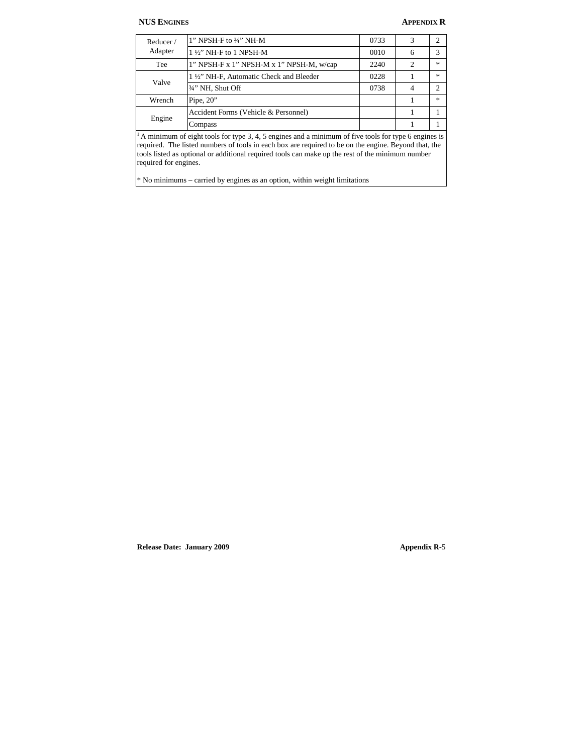| | | | | |
|---|---|---|---|---|
| Reducer / Adapter | 1" NPSH-F to ¾" NH-M | 0733 | 3 | 2 |
| | 1 ½" NH-F to 1 NPSH-M | 0010 | 6 | 3 |
| Tee | 1" NPSH-F x 1" NPSH-M x 1" NPSH-M, w/cap | 2240 | 2 | * |
| Valve | 1 ½" NH-F, Automatic Check and Bleeder | 0228 | 1 | * |
| | ¾" NH, Shut Off | 0738 | 4 | 2 |
| Wrench | Pipe, 20" | | 1 | * |
| Engine | Accident Forms (Vehicle & Personnel) | | 1 | 1 |
| | Compass | | 1 | 1 |

[1] A minimum of eight tools for type 3, 4, 5 engines and a minimum of five tools for type 6 engines is required. The listed numbers of tools in each box are required to be on the engine. Beyond that, the tools listed as optional or additional required tools can make up the rest of the minimum number required for engines.

* No minimums – carried by engines as an option, within weight limitations